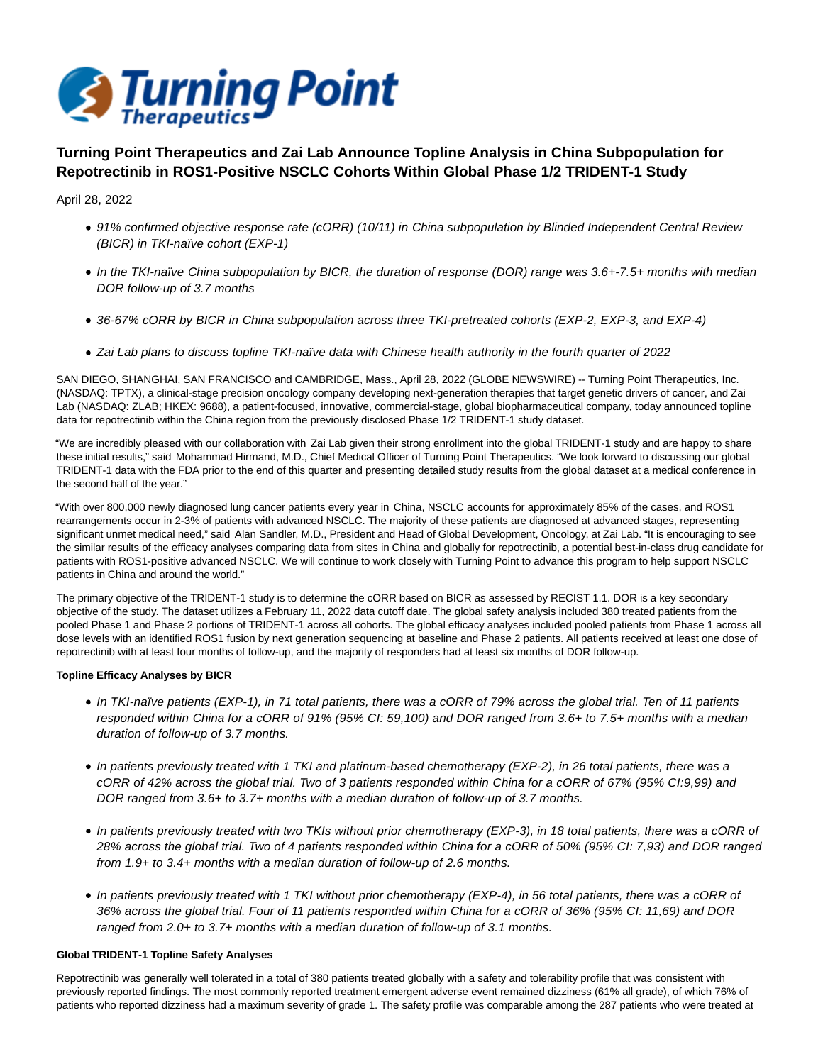# Turning Point Therapeutics and Zai Lab Announce Topline Analysis in China Subpopulation for Repotrectinib in ROS1-Positive NSCLC Cohorts Within Global Phase 1/2 TRIDENT-1 Study

April 28, 2022

- *91% confirmed objective response rate (cORR) (10/11) in China subpopulation by Blinded Independent Central Review (BICR) in TKI-naïve cohort (EXP-1)*
- *In the TKI-naïve China subpopulation by BICR, the duration of response (DOR) range was 3.6+-7.5+ months with median DOR follow-up of 3.7 months*
- *36-67% cORR by BICR in China subpopulation across three TKI-pretreated cohorts (EXP-2, EXP-3, and EXP-4)*
- *Zai Lab plans to discuss topline TKI-naïve data with Chinese health authority in the fourth quarter of 2022*

SAN DIEGO, SHANGHAI, SAN FRANCISCO and CAMBRIDGE, Mass., April 28, 2022 (GLOBE NEWSWIRE) -- Turning Point Therapeutics, Inc. (NASDAQ: TPTX), a clinical-stage precision oncology company developing next-generation therapies that target genetic drivers of cancer, and Zai Lab (NASDAQ: ZLAB; HKEX: 9688), a patient-focused, innovative, commercial-stage, global biopharmaceutical company, today announced topline data for repotrectinib within the China region from the previously disclosed Phase 1/2 TRIDENT-1 study dataset.

"We are incredibly pleased with our collaboration with Zai Lab given their strong enrollment into the global TRIDENT-1 study and are happy to share these initial results," said Mohammad Hirmand, M.D., Chief Medical Officer of Turning Point Therapeutics. "We look forward to discussing our global TRIDENT-1 data with the FDA prior to the end of this quarter and presenting detailed study results from the global dataset at a medical conference in the second half of the year."

"With over 800,000 newly diagnosed lung cancer patients every year in China, NSCLC accounts for approximately 85% of the cases, and ROS1 rearrangements occur in 2-3% of patients with advanced NSCLC. The majority of these patients are diagnosed at advanced stages, representing significant unmet medical need," said Alan Sandler, M.D., President and Head of Global Development, Oncology, at Zai Lab. "It is encouraging to see the similar results of the efficacy analyses comparing data from sites in China and globally for repotrectinib, a potential best-in-class drug candidate for patients with ROS1-positive advanced NSCLC. We will continue to work closely with Turning Point to advance this program to help support NSCLC patients in China and around the world."

The primary objective of the TRIDENT-1 study is to determine the cORR based on BICR as assessed by RECIST 1.1. DOR is a key secondary objective of the study. The dataset utilizes a February 11, 2022 data cutoff date. The global safety analysis included 380 treated patients from the pooled Phase 1 and Phase 2 portions of TRIDENT-1 across all cohorts. The global efficacy analyses included pooled patients from Phase 1 across all dose levels with an identified ROS1 fusion by next generation sequencing at baseline and Phase 2 patients. All patients received at least one dose of repotrectinib with at least four months of follow-up, and the majority of responders had at least six months of DOR follow-up.

**Topline Efficacy Analyses by BICR**

- *In TKI-naïve patients (EXP-1), in 71 total patients, there was a cORR of 79% across the global trial. Ten of 11 patients responded within China for a cORR of 91% (95% CI: 59,100) and DOR ranged from 3.6+ to 7.5+ months with a median duration of follow-up of 3.7 months.*
- *In patients previously treated with 1 TKI and platinum-based chemotherapy (EXP-2), in 26 total patients, there was a cORR of 42% across the global trial. Two of 3 patients responded within China for a cORR of 67% (95% CI:9,99) and DOR ranged from 3.6+ to 3.7+ months with a median duration of follow-up of 3.7 months.*
- *In patients previously treated with two TKIs without prior chemotherapy (EXP-3), in 18 total patients, there was a cORR of 28% across the global trial. Two of 4 patients responded within China for a cORR of 50% (95% CI: 7,93) and DOR ranged from 1.9+ to 3.4+ months with a median duration of follow-up of 2.6 months.*
- *In patients previously treated with 1 TKI without prior chemotherapy (EXP-4), in 56 total patients, there was a cORR of 36% across the global trial. Four of 11 patients responded within China for a cORR of 36% (95% CI: 11,69) and DOR ranged from 2.0+ to 3.7+ months with a median duration of follow-up of 3.1 months.*

**Global TRIDENT-1 Topline Safety Analyses**

Repotrectinib was generally well tolerated in a total of 380 patients treated globally with a safety and tolerability profile that was consistent with previously reported findings. The most commonly reported treatment emergent adverse event remained dizziness (61% all grade), of which 76% of patients who reported dizziness had a maximum severity of grade 1. The safety profile was comparable among the 287 patients who were treated at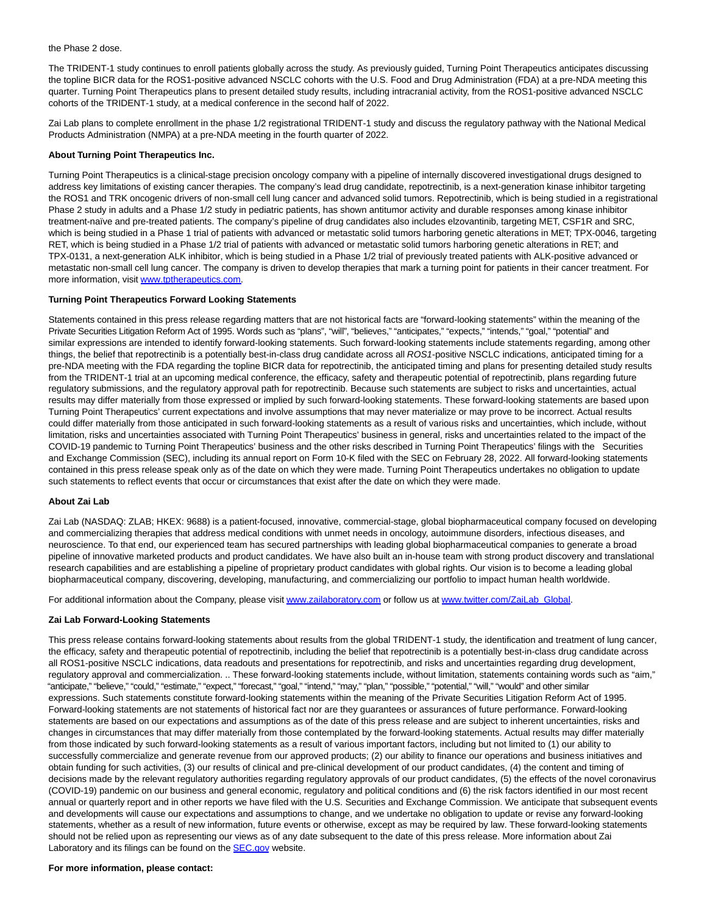the Phase 2 dose.

The TRIDENT-1 study continues to enroll patients globally across the study. As previously guided, Turning Point Therapeutics anticipates discussing the topline BICR data for the ROS1-positive advanced NSCLC cohorts with the U.S. Food and Drug Administration (FDA) at a pre-NDA meeting this quarter. Turning Point Therapeutics plans to present detailed study results, including intracranial activity, from the ROS1-positive advanced NSCLC cohorts of the TRIDENT-1 study, at a medical conference in the second half of 2022.

Zai Lab plans to complete enrollment in the phase 1/2 registrational TRIDENT-1 study and discuss the regulatory pathway with the National Medical Products Administration (NMPA) at a pre-NDA meeting in the fourth quarter of 2022.

**About Turning Point Therapeutics Inc.**

Turning Point Therapeutics is a clinical-stage precision oncology company with a pipeline of internally discovered investigational drugs designed to address key limitations of existing cancer therapies. The company's lead drug candidate, repotrectinib, is a next-generation kinase inhibitor targeting the ROS1 and TRK oncogenic drivers of non-small cell lung cancer and advanced solid tumors. Repotrectinib, which is being studied in a registrational Phase 2 study in adults and a Phase 1/2 study in pediatric patients, has shown antitumor activity and durable responses among kinase inhibitor treatment-naïve and pre-treated patients. The company's pipeline of drug candidates also includes elzovantinib, targeting MET, CSF1R and SRC, which is being studied in a Phase 1 trial of patients with advanced or metastatic solid tumors harboring genetic alterations in MET; TPX-0046, targeting RET, which is being studied in a Phase 1/2 trial of patients with advanced or metastatic solid tumors harboring genetic alterations in RET; and TPX-0131, a next-generation ALK inhibitor, which is being studied in a Phase 1/2 trial of previously treated patients with ALK-positive advanced or metastatic non-small cell lung cancer. The company is driven to develop therapies that mark a turning point for patients in their cancer treatment. For more information, visit www.tptherapeutics.com.

**Turning Point Therapeutics Forward Looking Statements**

Statements contained in this press release regarding matters that are not historical facts are "forward-looking statements" within the meaning of the Private Securities Litigation Reform Act of 1995. Words such as "plans", "will", "believes," "anticipates," "expects," "intends," "goal," "potential" and similar expressions are intended to identify forward-looking statements. Such forward-looking statements include statements regarding, among other things, the belief that repotrectinib is a potentially best-in-class drug candidate across all *ROS1*-positive NSCLC indications, anticipated timing for a pre-NDA meeting with the FDA regarding the topline BICR data for repotrectinib, the anticipated timing and plans for presenting detailed study results from the TRIDENT-1 trial at an upcoming medical conference, the efficacy, safety and therapeutic potential of repotrectinib, plans regarding future regulatory submissions, and the regulatory approval path for repotrectinib. Because such statements are subject to risks and uncertainties, actual results may differ materially from those expressed or implied by such forward-looking statements. These forward-looking statements are based upon Turning Point Therapeutics' current expectations and involve assumptions that may never materialize or may prove to be incorrect. Actual results could differ materially from those anticipated in such forward-looking statements as a result of various risks and uncertainties, which include, without limitation, risks and uncertainties associated with Turning Point Therapeutics' business in general, risks and uncertainties related to the impact of the COVID-19 pandemic to Turning Point Therapeutics' business and the other risks described in Turning Point Therapeutics' filings with the Securities and Exchange Commission (SEC), including its annual report on Form 10-K filed with the SEC on February 28, 2022. All forward-looking statements contained in this press release speak only as of the date on which they were made. Turning Point Therapeutics undertakes no obligation to update such statements to reflect events that occur or circumstances that exist after the date on which they were made.

**About Zai Lab**

Zai Lab (NASDAQ: ZLAB; HKEX: 9688) is a patient-focused, innovative, commercial-stage, global biopharmaceutical company focused on developing and commercializing therapies that address medical conditions with unmet needs in oncology, autoimmune disorders, infectious diseases, and neuroscience. To that end, our experienced team has secured partnerships with leading global biopharmaceutical companies to generate a broad pipeline of innovative marketed products and product candidates. We have also built an in-house team with strong product discovery and translational research capabilities and are establishing a pipeline of proprietary product candidates with global rights. Our vision is to become a leading global biopharmaceutical company, discovering, developing, manufacturing, and commercializing our portfolio to impact human health worldwide.

For additional information about the Company, please visit www.zailaboratory.com or follow us at www.twitter.com/ZaiLab_Global.

**Zai Lab Forward-Looking Statements**

This press release contains forward-looking statements about results from the global TRIDENT-1 study, the identification and treatment of lung cancer, the efficacy, safety and therapeutic potential of repotrectinib, including the belief that repotrectinib is a potentially best-in-class drug candidate across all ROS1-positive NSCLC indications, data readouts and presentations for repotrectinib, and risks and uncertainties regarding drug development, regulatory approval and commercialization. .. These forward-looking statements include, without limitation, statements containing words such as "aim," "anticipate," "believe," "could," "estimate," "expect," "forecast," "goal," "intend," "may," "plan," "possible," "potential," "will," "would" and other similar expressions. Such statements constitute forward-looking statements within the meaning of the Private Securities Litigation Reform Act of 1995. Forward-looking statements are not statements of historical fact nor are they guarantees or assurances of future performance. Forward-looking statements are based on our expectations and assumptions as of the date of this press release and are subject to inherent uncertainties, risks and changes in circumstances that may differ materially from those contemplated by the forward-looking statements. Actual results may differ materially from those indicated by such forward-looking statements as a result of various important factors, including but not limited to (1) our ability to successfully commercialize and generate revenue from our approved products; (2) our ability to finance our operations and business initiatives and obtain funding for such activities, (3) our results of clinical and pre-clinical development of our product candidates, (4) the content and timing of decisions made by the relevant regulatory authorities regarding regulatory approvals of our product candidates, (5) the effects of the novel coronavirus (COVID-19) pandemic on our business and general economic, regulatory and political conditions and (6) the risk factors identified in our most recent annual or quarterly report and in other reports we have filed with the U.S. Securities and Exchange Commission. We anticipate that subsequent events and developments will cause our expectations and assumptions to change, and we undertake no obligation to update or revise any forward-looking statements, whether as a result of new information, future events or otherwise, except as may be required by law. These forward-looking statements should not be relied upon as representing our views as of any date subsequent to the date of this press release. More information about Zai Laboratory and its filings can be found on the SEC.gov website.

**For more information, please contact:**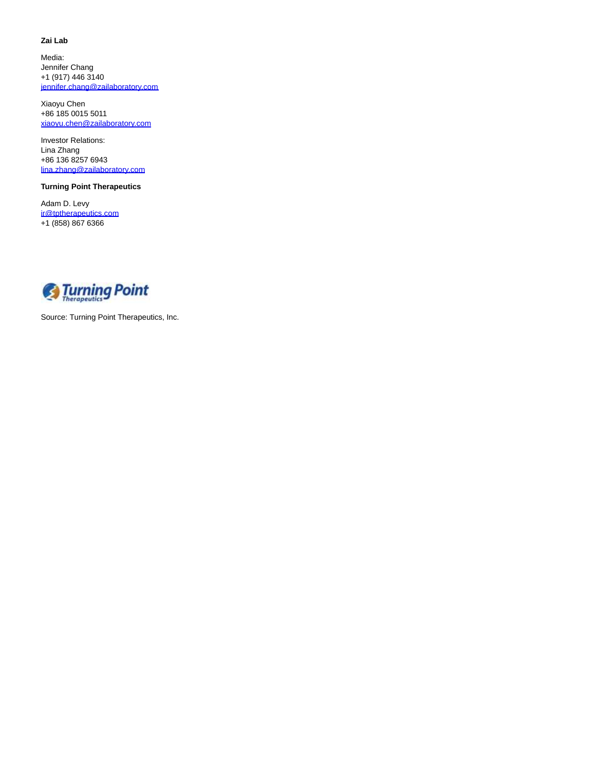**Zai Lab**

Media:
Jennifer Chang
+1 (917) 446 3140
jennifer.chang@zailaboratory.com

Xiaoyu Chen
+86 185 0015 5011
xiaoyu.chen@zailaboratory.com

Investor Relations:
Lina Zhang
+86 136 8257 6943
lina.zhang@zailaboratory.com

**Turning Point Therapeutics**

Adam D. Levy
ir@tptherapeutics.com
+1 (858) 867 6366

Source: Turning Point Therapeutics, Inc.